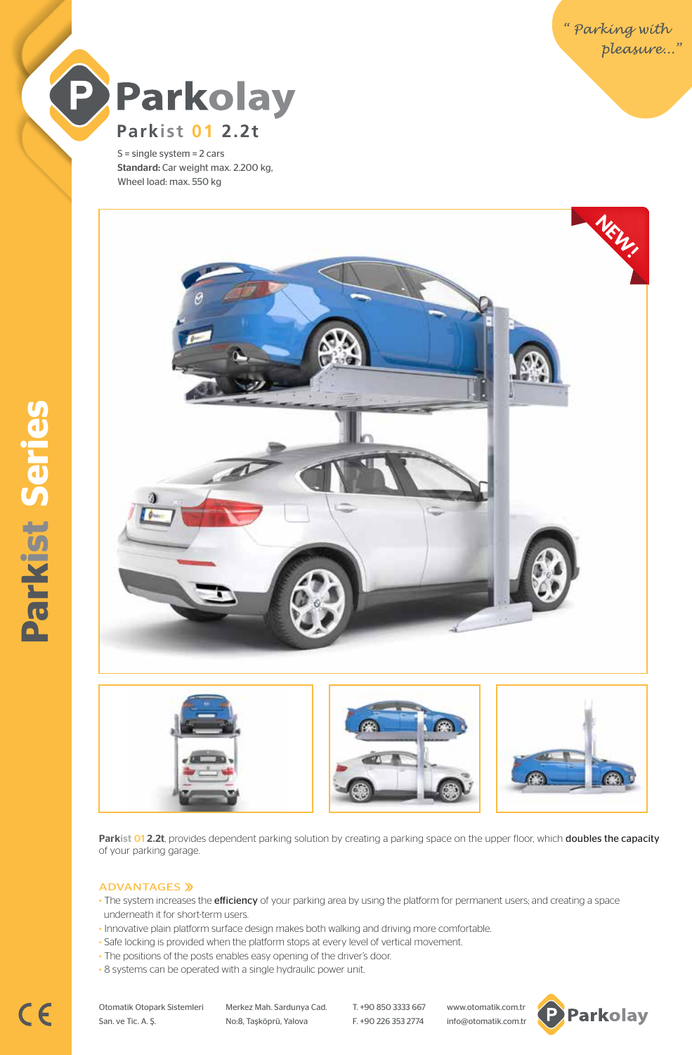"Parking with pleasure..."

# Parkolay

## Parkist 01 2.2t

S = single system = 2 cars
**Standard:** Car weight max. 2.200 kg,
Wheel load: max. 550 kg

NEW!

Parkist Series

**Parkist 01 2.2t**, provides dependent parking solution by creating a parking space on the upper floor, which **doubles the capacity** of your parking garage.

### ADVANTAGES »

- The system increases the **efficiency** of your parking area by using the platform for permanent users; and creating a space underneath it for short-term users.
- Innovative plain platform surface design makes both walking and driving more comfortable.
- Safe locking is provided when the platform stops at every level of vertical movement.
- The positions of the posts enables easy opening of the driver's door.
- 8 systems can be operated with a single hydraulic power unit.

CE

Otomatik Otopark Sistemleri San. ve Tic. A. Ş.
Merkez Mah. Sardunya Cad. No:8, Taşköprü, Yalova
T. +90 850 3333 667
F. +90 226 353 2774
www.otomatik.com.tr
info@otomatik.com.tr

Parkolay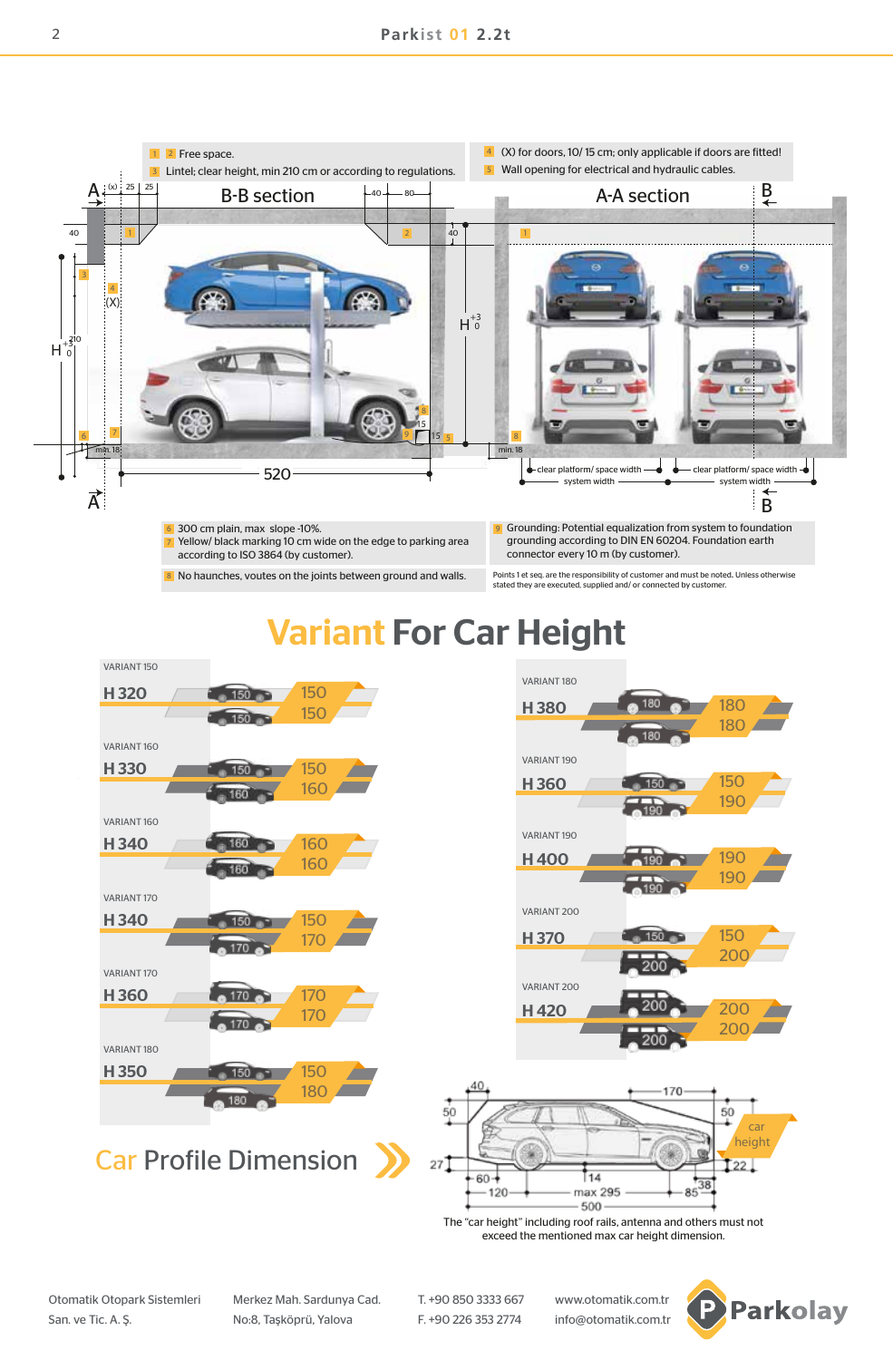1 2 Free space.

3 Lintel; clear height, min 210 cm or according to regulations.

4 (X) for doors, 10/ 15 cm; only applicable if doors are fitted!

5 Wall opening for electrical and hydraulic cables.

B-B section

A-A section

6 300 cm plain, max slope -10%.

7 Yellow/ black marking 10 cm wide on the edge to parking area according to ISO 3864 (by customer).

8 No haunches, voutes on the joints between ground and walls.

9 Grounding: Potential equalization from system to foundation grounding according to DIN EN 60204. Foundation earth connector every 10 m (by customer).

Points 1 et seq. are the responsibility of customer and must be noted. Unless otherwise stated they are executed, supplied and/ or connected by customer.

# Variant For Car Height

| Variant | H | Upper | Lower |
|---|---|---|---|
| VARIANT 150 | H 320 | 150 | 150 |
| VARIANT 160 | H 330 | 150 | 160 |
| VARIANT 160 | H 340 | 160 | 160 |
| VARIANT 170 | H 340 | 150 | 170 |
| VARIANT 170 | H 360 | 170 | 170 |
| VARIANT 180 | H 350 | 150 | 180 |
| VARIANT 180 | H 380 | 180 | 180 |
| VARIANT 190 | H 360 | 150 | 190 |
| VARIANT 190 | H 400 | 190 | 190 |
| VARIANT 200 | H 370 | 150 | 200 |
| VARIANT 200 | H 420 | 200 | 200 |

## Car Profile Dimension

The "car height" including roof rails, antenna and others must not exceed the mentioned max car height dimension.

Otomatik Otopark Sistemleri San. ve Tic. A. Ş.

Merkez Mah. Sardunya Cad. No:8, Taşköprü, Yalova

T. +90 850 3333 667
F. +90 226 353 2774

www.otomatik.com.tr
info@otomatik.com.tr

Parkolay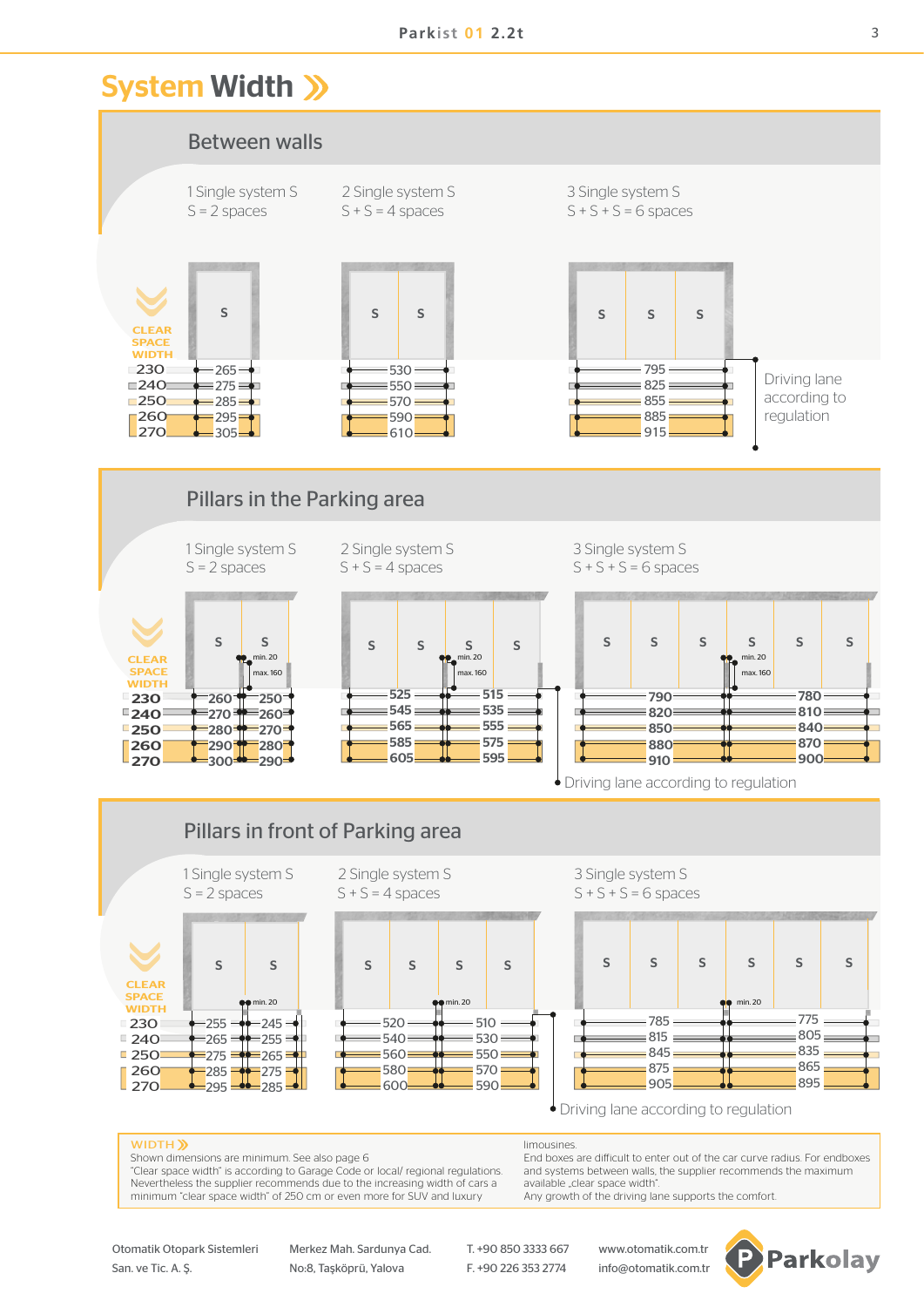# System Width

## Between walls

| Clear space width | 1 Single system S (S = 2 spaces) | 2 Single system S (S + S = 4 spaces) | 3 Single system S (S + S + S = 6 spaces) |
|---|---|---|---|
| 230 | 265 | 530 | 795 |
| 240 | 275 | 550 | 825 |
| 250 | 285 | 570 | 855 |
| 260 | 295 | 590 | 885 |
| 270 | 305 | 610 | 915 |

Driving lane according to regulation

## Pillars in the Parking area

min. 20, max. 160

| Clear space width | 1 Single system S (S = 2 spaces) | | 2 Single system S (S + S = 4 spaces) | | 3 Single system S (S + S + S = 6 spaces) | |
|---|---|---|---|---|---|---|
| 230 | 260 | 250 | 525 | 515 | 790 | 780 |
| 240 | 270 | 260 | 545 | 535 | 820 | 810 |
| 250 | 280 | 270 | 565 | 555 | 850 | 840 |
| 260 | 290 | 280 | 585 | 575 | 880 | 870 |
| 270 | 300 | 290 | 605 | 595 | 910 | 900 |

Driving lane according to regulation

## Pillars in front of Parking area

min. 20

| Clear space width | 1 Single system S (S = 2 spaces) | | 2 Single system S (S + S = 4 spaces) | | 3 Single system S (S + S + S = 6 spaces) | |
|---|---|---|---|---|---|---|
| 230 | 255 | 245 | 520 | 510 | 785 | 775 |
| 240 | 265 | 255 | 540 | 530 | 815 | 805 |
| 250 | 275 | 265 | 560 | 550 | 845 | 835 |
| 260 | 285 | 275 | 580 | 570 | 875 | 865 |
| 270 | 295 | 285 | 600 | 590 | 905 | 895 |

Driving lane according to regulation

**WIDTH**

Shown dimensions are minimum. See also page 6
"Clear space width" is according to Garage Code or local/ regional regulations. Nevertheless the supplier recommends due to the increasing width of cars a minimum "clear space width" of 250 cm or even more for SUV and luxury limousines.
End boxes are difficult to enter out of the car curve radius. For endboxes and systems between walls, the supplier recommends the maximum available „clear space width".
Any growth of the driving lane supports the comfort.

Otomatik Otopark Sistemleri San. ve Tic. A. Ş.
Merkez Mah. Sardunya Cad. No:8, Taşköprü, Yalova
T. +90 850 3333 667
F. +90 226 353 2774
www.otomatik.com.tr
info@otomatik.com.tr
Parkolay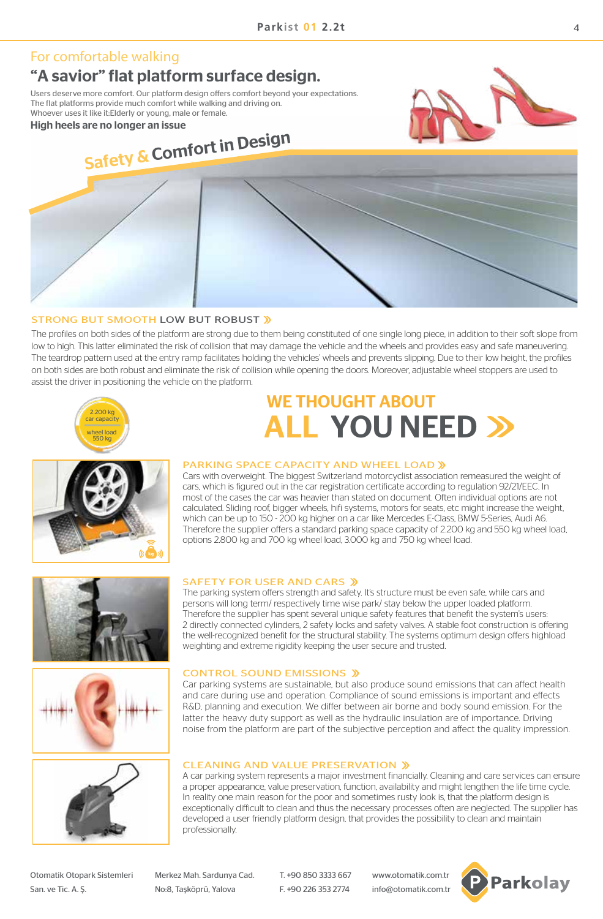For comfortable walking

## "A savior" flat platform surface design.

Users deserve more comfort. Our platform design offers comfort beyond your expectations.
The flat platforms provide much comfort while walking and driving on.
Whoever uses it like it:Elderly or young, male or female.

**High heels are no longer an issue**

Safety & Comfort in Design

### STRONG BUT SMOOTH LOW BUT ROBUST »

The profiles on both sides of the platform are strong due to them being constituted of one single long piece, in addition to their soft slope from low to high. This latter eliminated the risk of collision that may damage the vehicle and the wheels and provides easy and safe maneuvering. The teardrop pattern used at the entry ramp facilitates holding the vehicles' wheels and prevents slipping. Due to their low height, the profiles on both sides are both robust and eliminate the risk of collision while opening the doors. Moreover, adjustable wheel stoppers are used to assist the driver in positioning the vehicle on the platform.

2.200 kg car capacity
wheel load 550 kg

## WE THOUGHT ABOUT ALL YOU NEED »

### PARKING SPACE CAPACITY AND WHEEL LOAD »

Cars with overweight. The biggest Switzerland motorcyclist association remeasured the weight of cars, which is figured out in the car registration certificate according to regulation 92/21/EEC. In most of the cases the car was heavier than stated on document. Often individual options are not calculated. Sliding roof, bigger wheels, hifi systems, motors for seats, etc might increase the weight, which can be up to 150 - 200 kg higher on a car like Mercedes E-Class, BMW 5-Series, Audi A6. Therefore the supplier offers a standard parking space capacity of 2.200 kg and 550 kg wheel load, options 2.800 kg and 700 kg wheel load, 3.000 kg and 750 kg wheel load.

### SAFETY FOR USER AND CARS »

The parking system offers strength and safety. It's structure must be even safe, while cars and persons will long term/ respectively time wise park/ stay below the upper loaded platform. Therefore the supplier has spent several unique safety features that benefit the system's users: 2 directly connected cylinders, 2 safety locks and safety valves. A stable foot construction is offering the well-recognized benefit for the structural stability. The systems optimum design offers highload weighting and extreme rigidity keeping the user secure and trusted.

### CONTROL SOUND EMISSIONS »

Car parking systems are sustainable, but also produce sound emissions that can affect health and care during use and operation. Compliance of sound emissions is important and effects R&D, planning and execution. We differ between air borne and body sound emission. For the latter the heavy duty support as well as the hydraulic insulation are of importance. Driving noise from the platform are part of the subjective perception and affect the quality impression.

### CLEANING AND VALUE PRESERVATION »

A car parking system represents a major investment financially. Cleaning and care services can ensure a proper appearance, value preservation, function, availability and might lengthen the life time cycle. In reality one main reason for the poor and sometimes rusty look is, that the platform design is exceptionally difficult to clean and thus the necessary processes often are neglected. The supplier has developed a user friendly platform design, that provides the possibility to clean and maintain professionally.

Otomatik Otopark Sistemleri San. ve Tic. A. Ş. | Merkez Mah. Sardunya Cad. No:8, Taşköprü, Yalova | T. +90 850 3333 667 F. +90 226 353 2774 | www.otomatik.com.tr info@otomatik.com.tr | Parkolay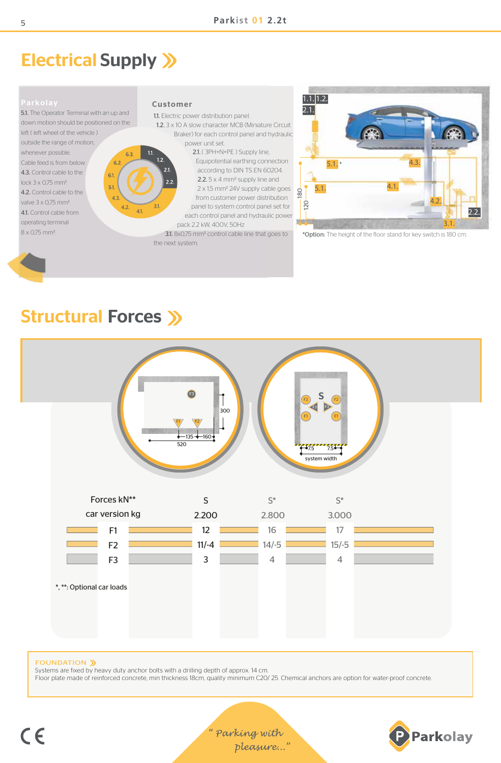# Electrical Supply

## Parkolay

**5.1.** The Operator Terminal with an up and down motion should be positioned on the left ( left wheel of the vehicle ) outside the range of motion, whenever possible.

Cable feed is from below.

**4.3.** Control cable to the lock 3 x 0,75 mm².

**4.2.** Control cable to the valve 3 x 0,75 mm².

**4.1.** Control cable from operating terminal 8 x 0,75 mm².

## Customer

**1.1.** Electric power distribution panel.

**1.2.** 3 x 10 A slow character MCB (Miniature Circuit Braker) for each control panel and hydraulic power unit set.

**2.1.** ( 3PH+N+PE ) Supply line, Equipotential earthing connection according to DIN TS EN 60204.

**2.2.** 5 x 4 mm² supply line and 2 x 1.5 mm² 24V supply cable goes from customer power distribution panel to system control panel set for each control panel and hydraulic power pack 2.2 kW, 400V, 50Hz

**3.1.** 8x0,75 mm² control cable line that goes to the next system.

*Option: The height of the floor stand for key switch is 180 cm.

# Structural Forces

| Forces kN** | S | S* | S* |
|---|---|---|---|
| car version kg | 2.200 | 2.800 | 3.000 |
| F1 | 12 | 16 | 17 |
| F2 | 11/-4 | 14/-5 | 15/-5 |
| F3 | 3 | 4 | 4 |

*, **: Optional car loads

## FOUNDATION

Systems are fixed by heavy duty anchor bolts with a drilling depth of approx. 14 cm.
Floor plate made of reinforced concrete, min thickness 18cm, quality minimum C20/ 25. Chemical anchors are option for water-proof concrete.

" Parking with pleasure..."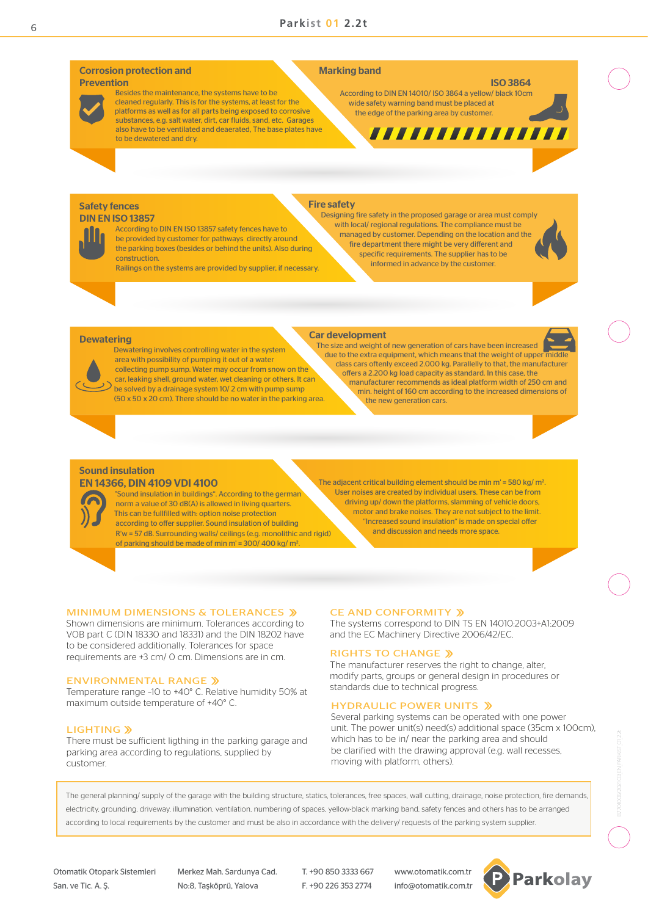## Corrosion protection and Prevention

Besides the maintenance, the systems have to be cleaned regularly. This is for the systems, at least for the platforms as well as for all parts being exposed to corrosive substances, e.g. salt water, dirt, car fluids, sand, etc. Garages also have to be ventilated and deaerated. The base plates have to be dewatered and dry.

## Marking band

**ISO 3864**

According to DIN EN 14010/ ISO 3864 a yellow/ black 10cm wide safety warning band must be placed at the edge of the parking area by customer.

## Safety fences DIN EN ISO 13857

According to DIN EN ISO 13857 safety fences have to be provided by customer for pathways directly around the parking boxes (besides or behind the units). Also during construction.

Railings on the systems are provided by supplier, if necessary.

## Fire safety

Designing fire safety in the proposed garage or area must comply with local/ regional regulations. The compliance must be managed by customer. Depending on the location and the fire department there might be very different and specific requirements. The supplier has to be informed in advance by the customer.

## Dewatering

Dewatering involves controlling water in the system area with possibility of pumping it out of a water collecting pump sump. Water may occur from snow on the car, leaking shell, ground water, wet cleaning or others. It can be solved by a drainage system 10/ 2 cm with pump sump (50 x 50 x 20 cm). There should be no water in the parking area.

## Car development

The size and weight of new generation of cars have been increased due to the extra equipment, which means that the weight of upper middle class cars oftenly exceed 2.000 kg. Parallelly to that, the manufacturer offers a 2.200 kg load capacity as standard. In this case, the manufacturer recommends as ideal platform width of 250 cm and min. height of 160 cm according to the increased dimensions of the new generation cars.

## Sound insulation EN 14366, DIN 4109 VDI 4100

"Sound insulation in buildings". According to the german norm a value of 30 dB(A) is allowed in living quarters. This can be fullfilled with: option noise protection according to offer supplier. Sound insulation of building R'w = 57 dB. Surrounding walls/ ceilings (e.g. monolithic and rigid) of parking should be made of min m' = 300/ 400 kg/ m².

The adjacent critical building element should be min m' = 580 kg/ m². User noises are created by individual users. These can be from driving up/ down the platforms, slamming of vehicle doors, motor and brake noises. They are not subject to the limit. "Increased sound insulation" is made on special offer and discussion and needs more space.

### MINIMUM DIMENSIONS & TOLERANCES »

Shown dimensions are minimum. Tolerances according to VOB part C (DIN 18330 and 18331) and the DIN 18202 have to be considered additionally. Tolerances for space requirements are +3 cm/ 0 cm. Dimensions are in cm.

### ENVIRONMENTAL RANGE »

Temperature range -10 to +40° C. Relative humidity 50% at maximum outside temperature of +40° C.

### LIGHTING »

There must be sufficient ligthing in the parking garage and parking area according to regulations, supplied by customer.

### CE AND CONFORMITY »

The systems correspond to DIN TS EN 14010:2003+A1:2009 and the EC Machinery Directive 2006/42/EC.

### RIGHTS TO CHANGE »

The manufacturer reserves the right to change, alter, modify parts, groups or general design in procedures or standards due to technical progress.

### HYDRAULIC POWER UNITS »

Several parking systems can be operated with one power unit. The power unit(s) need(s) additional space (35cm x 100cm), which has to be in/ near the parking area and should be clarified with the drawing approval (e.g. wall recesses, moving with platform, others).

The general planning/ supply of the garage with the building structure, statics, tolerances, free spaces, wall cutting, drainage, noise protection, fire demands, electricity, grounding, driveway, illumination, ventilation, numbering of spaces, yellow-black marking band, safety fences and others has to be arranged according to local requirements by the customer and must be also in accordance with the delivery/ requests of the parking system supplier.

Otomatik Otopark Sistemleri San. ve Tic. A. Ş. | Merkez Mah. Sardunya Cad. No:8, Taşköprü, Yalova | T. +90 850 3333 667 F. +90 226 353 2774 | www.otomatik.com.tr info@otomatik.com.tr

Parkolay